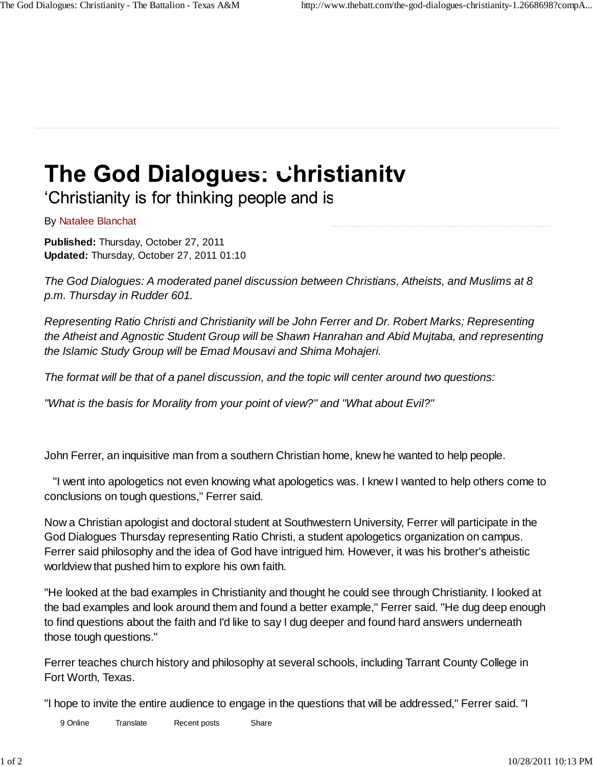# The God Dialogues: Christianity

## 'Christianity is for thinking people and is

By Natalee Blanchat

**Published:** Thursday, October 27, 2011
**Updated:** Thursday, October 27, 2011 01:10

*The God Dialogues: A moderated panel discussion between Christians, Atheists, and Muslims at 8 p.m. Thursday in Rudder 601.*

*Representing Ratio Christi and Christianity will be John Ferrer and Dr. Robert Marks; Representing the Atheist and Agnostic Student Group will be Shawn Hanrahan and Abid Mujtaba, and representing the Islamic Study Group will be Emad Mousavi and Shima Mohajeri.*

*The format will be that of a panel discussion, and the topic will center around two questions:*

*"What is the basis for Morality from your point of view?" and "What about Evil?"*

John Ferrer, an inquisitive man from a southern Christian home, knew he wanted to help people.

"I went into apologetics not even knowing what apologetics was. I knew I wanted to help others come to conclusions on tough questions," Ferrer said.

Now a Christian apologist and doctoral student at Southwestern University, Ferrer will participate in the God Dialogues Thursday representing Ratio Christi, a student apologetics organization on campus. Ferrer said philosophy and the idea of God have intrigued him. However, it was his brother's atheistic worldview that pushed him to explore his own faith.

"He looked at the bad examples in Christianity and thought he could see through Christianity. I looked at the bad examples and look around them and found a better example," Ferrer said. "He dug deep enough to find questions about the faith and I'd like to say I dug deeper and found hard answers underneath those tough questions."

Ferrer teaches church history and philosophy at several schools, including Tarrant County College in Fort Worth, Texas.

"I hope to invite the entire audience to engage in the questions that will be addressed," Ferrer said. "I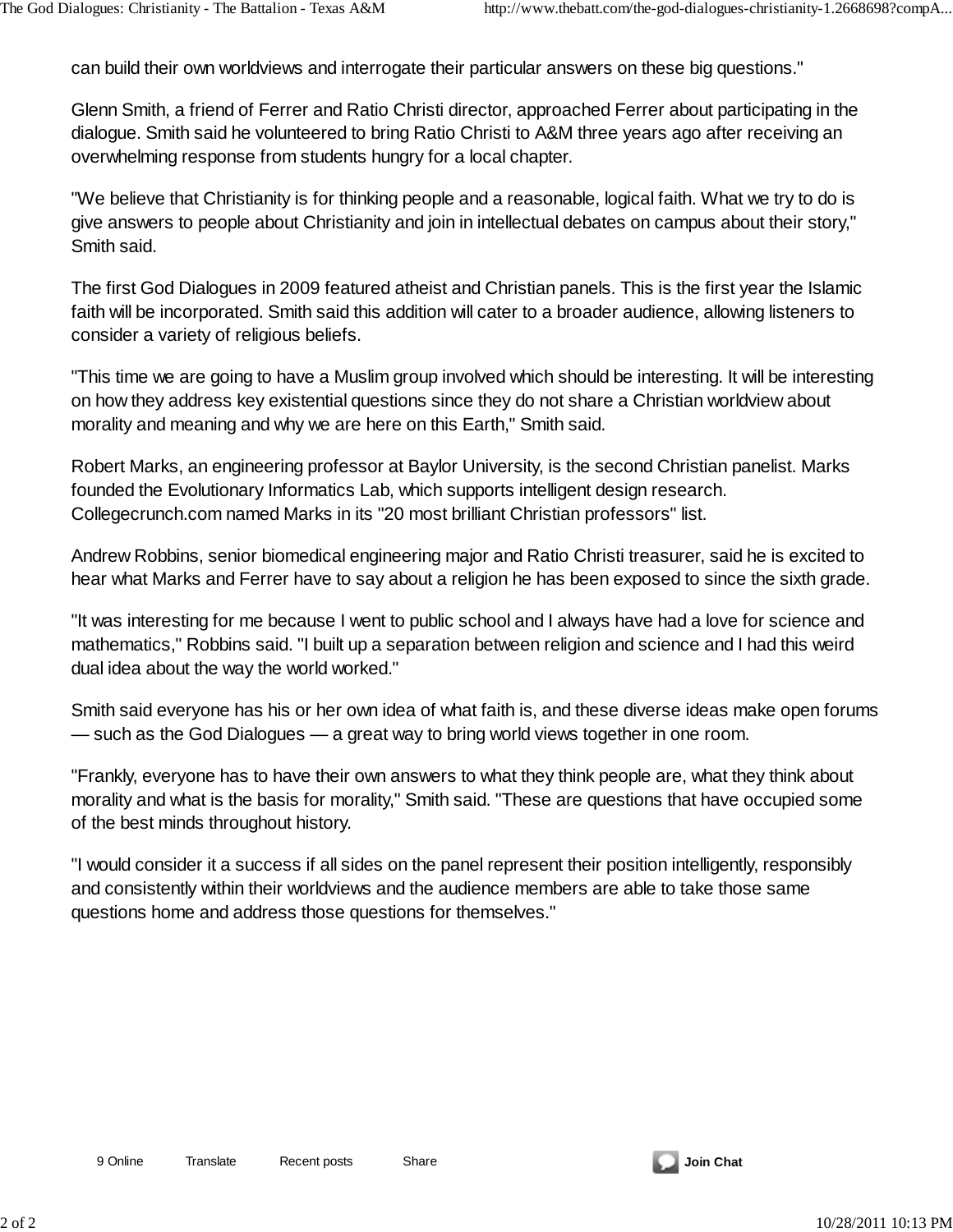can build their own worldviews and interrogate their particular answers on these big questions."

Glenn Smith, a friend of Ferrer and Ratio Christi director, approached Ferrer about participating in the dialogue. Smith said he volunteered to bring Ratio Christi to A&M three years ago after receiving an overwhelming response from students hungry for a local chapter.

"We believe that Christianity is for thinking people and a reasonable, logical faith. What we try to do is give answers to people about Christianity and join in intellectual debates on campus about their story," Smith said.

The first God Dialogues in 2009 featured atheist and Christian panels. This is the first year the Islamic faith will be incorporated. Smith said this addition will cater to a broader audience, allowing listeners to consider a variety of religious beliefs.

"This time we are going to have a Muslim group involved which should be interesting. It will be interesting on how they address key existential questions since they do not share a Christian worldview about morality and meaning and why we are here on this Earth," Smith said.

Robert Marks, an engineering professor at Baylor University, is the second Christian panelist. Marks founded the Evolutionary Informatics Lab, which supports intelligent design research. Collegecrunch.com named Marks in its "20 most brilliant Christian professors" list.

Andrew Robbins, senior biomedical engineering major and Ratio Christi treasurer, said he is excited to hear what Marks and Ferrer have to say about a religion he has been exposed to since the sixth grade.

"It was interesting for me because I went to public school and I always have had a love for science and mathematics," Robbins said. "I built up a separation between religion and science and I had this weird dual idea about the way the world worked."

Smith said everyone has his or her own idea of what faith is, and these diverse ideas make open forums — such as the God Dialogues — a great way to bring world views together in one room.

"Frankly, everyone has to have their own answers to what they think people are, what they think about morality and what is the basis for morality," Smith said. "These are questions that have occupied some of the best minds throughout history.

"I would consider it a success if all sides on the panel represent their position intelligently, responsibly and consistently within their worldviews and the audience members are able to take those same questions home and address those questions for themselves."